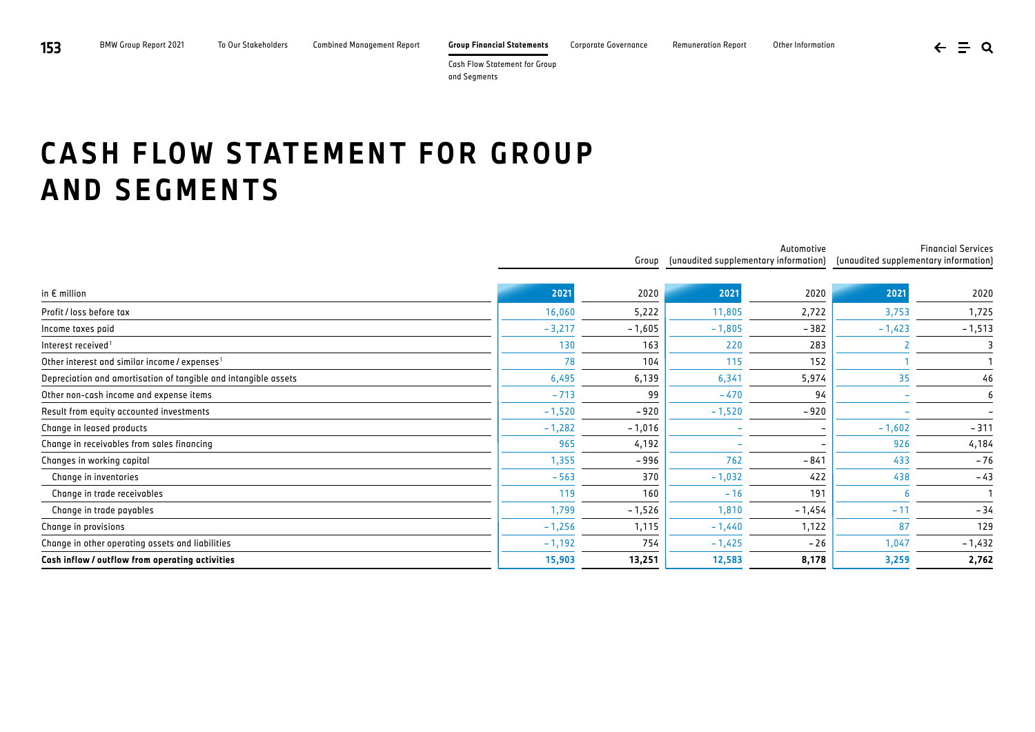# CASH FLOW STATEMENT FOR GROUP AND SEGMENTS

| | Group | | Automotive (unaudited supplementary information) | | Financial Services (unaudited supplementary information) | |
|---|---|---|---|---|---|---|
| in € million | 2021 | 2020 | 2021 | 2020 | 2021 | 2020 |
| Profit / loss before tax | 16,060 | 5,222 | 11,805 | 2,722 | 3,753 | 1,725 |
| Income taxes paid | – 3,217 | – 1,605 | – 1,805 | – 382 | – 1,423 | – 1,513 |
| Interest received[1] | 130 | 163 | 220 | 283 | 2 | 3 |
| Other interest and similar income / expenses[1] | 78 | 104 | 115 | 152 | 1 | 1 |
| Depreciation and amortisation of tangible and intangible assets | 6,495 | 6,139 | 6,341 | 5,974 | 35 | 46 |
| Other non-cash income and expense items | – 713 | 99 | – 470 | 94 | – | 6 |
| Result from equity accounted investments | – 1,520 | – 920 | – 1,520 | – 920 | – | – |
| Change in leased products | – 1,282 | – 1,016 | – | – | – 1,602 | – 311 |
| Change in receivables from sales financing | 965 | 4,192 | – | – | 926 | 4,184 |
| Changes in working capital | 1,355 | – 996 | 762 | – 841 | 433 | – 76 |
| Change in inventories | – 563 | 370 | – 1,032 | 422 | 438 | – 43 |
| Change in trade receivables | 119 | 160 | – 16 | 191 | 6 | 1 |
| Change in trade payables | 1,799 | – 1,526 | 1,810 | – 1,454 | – 11 | – 34 |
| Change in provisions | – 1,256 | 1,115 | – 1,440 | 1,122 | 87 | 129 |
| Change in other operating assets and liabilities | – 1,192 | 754 | – 1,425 | – 26 | 1,047 | – 1,432 |
| **Cash inflow / outflow from operating activities** | **15,903** | **13,251** | **12,583** | **8,178** | **3,259** | **2,762** |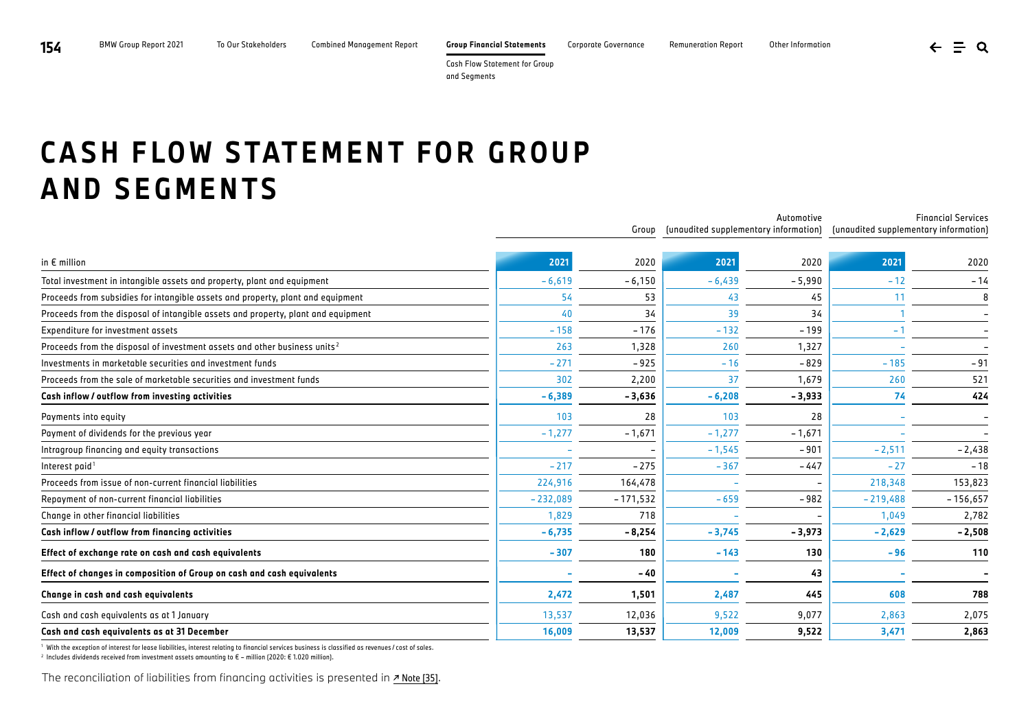# CASH FLOW STATEMENT FOR GROUP AND SEGMENTS

| in € million | Group | | Automotive (unaudited supplementary information) | | Financial Services (unaudited supplementary information) | |
|---|---|---|---|---|---|---|
| | 2021 | 2020 | 2021 | 2020 | 2021 | 2020 |
| Total investment in intangible assets and property, plant and equipment | – 6,619 | – 6,150 | – 6,439 | – 5,990 | – 12 | – 14 |
| Proceeds from subsidies for intangible assets and property, plant and equipment | 54 | 53 | 43 | 45 | 11 | 8 |
| Proceeds from the disposal of intangible assets and property, plant and equipment | 40 | 34 | 39 | 34 | 1 | – |
| Expenditure for investment assets | – 158 | – 176 | – 132 | – 199 | – 1 | – |
| Proceeds from the disposal of investment assets and other business units[2] | 263 | 1,328 | 260 | 1,327 | – | – |
| Investments in marketable securities and investment funds | – 271 | – 925 | – 16 | – 829 | – 185 | – 91 |
| Proceeds from the sale of marketable securities and investment funds | 302 | 2,200 | 37 | 1,679 | 260 | 521 |
| **Cash inflow / outflow from investing activities** | **– 6,389** | **– 3,636** | **– 6,208** | **– 3,933** | **74** | **424** |
| Payments into equity | 103 | 28 | 103 | 28 | – | – |
| Payment of dividends for the previous year | – 1,277 | – 1,671 | – 1,277 | – 1,671 | – | – |
| Intragroup financing and equity transactions | – | – | – 1,545 | – 901 | – 2,511 | – 2,438 |
| Interest paid[1] | – 217 | – 275 | – 367 | – 447 | – 27 | – 18 |
| Proceeds from issue of non-current financial liabilities | 224,916 | 164,478 | – | – | 218,348 | 153,823 |
| Repayment of non-current financial liabilities | – 232,089 | – 171,532 | – 659 | – 982 | – 219,488 | – 156,657 |
| Change in other financial liabilities | 1,829 | 718 | – | – | 1,049 | 2,782 |
| **Cash inflow / outflow from financing activities** | **– 6,735** | **– 8,254** | **– 3,745** | **– 3,973** | **– 2,629** | **– 2,508** |
| **Effect of exchange rate on cash and cash equivalents** | **– 307** | **180** | **– 143** | **130** | **– 96** | **110** |
| **Effect of changes in composition of Group on cash and cash equivalents** | **–** | **– 40** | **–** | **43** | **–** | **–** |
| **Change in cash and cash equivalents** | **2,472** | **1,501** | **2,487** | **445** | **608** | **788** |
| Cash and cash equivalents as at 1 January | 13,537 | 12,036 | 9,522 | 9,077 | 2,863 | 2,075 |
| **Cash and cash equivalents as at 31 December** | **16,009** | **13,537** | **12,009** | **9,522** | **3,471** | **2,863** |

[1] With the exception of interest for lease liabilities, interest relating to financial services business is classified as revenues / cost of sales.
[2] Includes dividends received from investment assets amounting to € – million (2020: € 1.020 million).

The reconciliation of liabilities from financing activities is presented in ↗ Note [35].